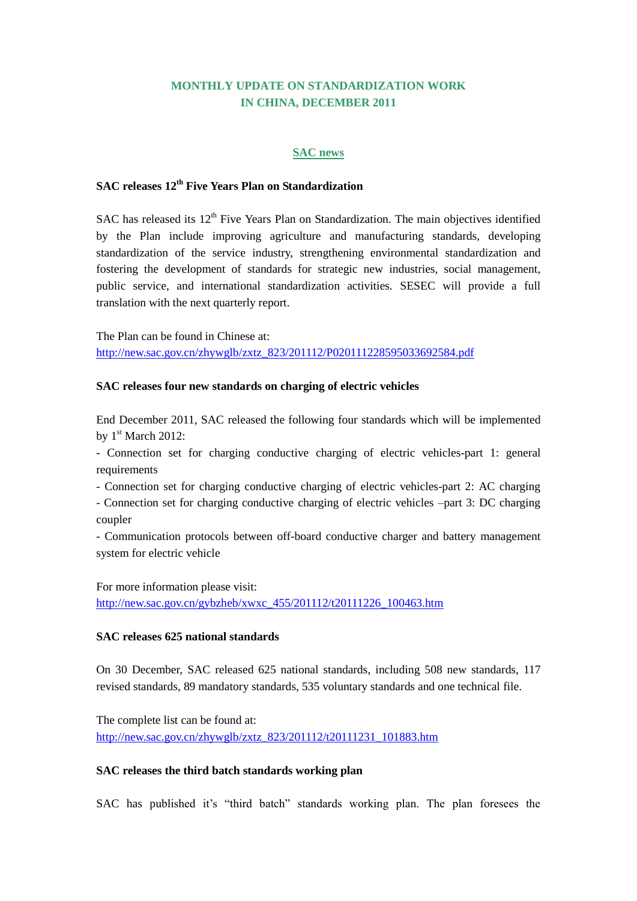# MONTHLY UPDATE ON STANDARDIZATION WORK IN CHINA, DECEMBER 2011

## SAC news

### SAC releases 12th Five Years Plan on Standardization

SAC has released its 12th Five Years Plan on Standardization. The main objectives identified by the Plan include improving agriculture and manufacturing standards, developing standardization of the service industry, strengthening environmental standardization and fostering the development of standards for strategic new industries, social management, public service, and international standardization activities. SESEC will provide a full translation with the next quarterly report.

The Plan can be found in Chinese at:
http://new.sac.gov.cn/zhywglb/zxtz_823/201112/P020111228595033692584.pdf

### SAC releases four new standards on charging of electric vehicles

End December 2011, SAC released the following four standards which will be implemented by 1st March 2012:

- Connection set for charging conductive charging of electric vehicles-part 1: general requirements
- Connection set for charging conductive charging of electric vehicles-part 2: AC charging
- Connection set for charging conductive charging of electric vehicles –part 3: DC charging coupler
- Communication protocols between off-board conductive charger and battery management system for electric vehicle

For more information please visit:
http://new.sac.gov.cn/gybzheb/xwxc_455/201112/t20111226_100463.htm

### SAC releases 625 national standards

On 30 December, SAC released 625 national standards, including 508 new standards, 117 revised standards, 89 mandatory standards, 535 voluntary standards and one technical file.

The complete list can be found at:
http://new.sac.gov.cn/zhywglb/zxtz_823/201112/t20111231_101883.htm

### SAC releases the third batch standards working plan

SAC has published it's "third batch" standards working plan. The plan foresees the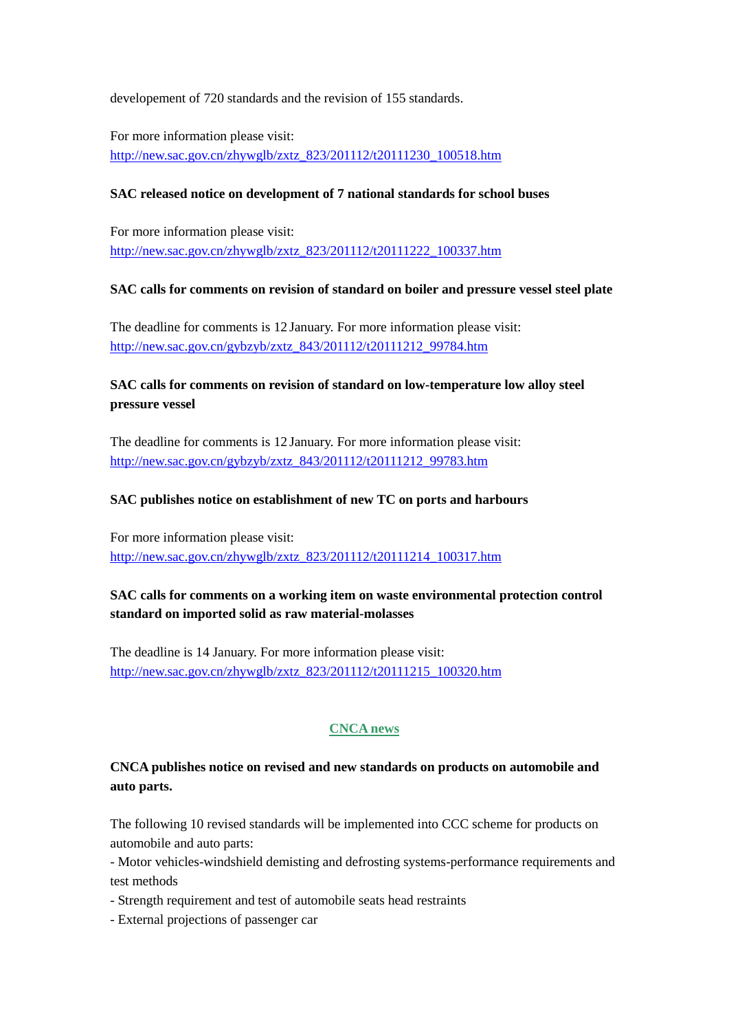developement of 720 standards and the revision of 155 standards.

For more information please visit:
http://new.sac.gov.cn/zhywglb/zxtz_823/201112/t20111230_100518.htm

**SAC released notice on development of 7 national standards for school buses**

For more information please visit:
http://new.sac.gov.cn/zhywglb/zxtz_823/201112/t20111222_100337.htm

**SAC calls for comments on revision of standard on boiler and pressure vessel steel plate**

The deadline for comments is 12 January. For more information please visit:
http://new.sac.gov.cn/gybzyb/zxtz_843/201112/t20111212_99784.htm

**SAC calls for comments on revision of standard on low-temperature low alloy steel pressure vessel**

The deadline for comments is 12 January. For more information please visit:
http://new.sac.gov.cn/gybzyb/zxtz_843/201112/t20111212_99783.htm

**SAC publishes notice on establishment of new TC on ports and harbours**

For more information please visit:
http://new.sac.gov.cn/zhywglb/zxtz_823/201112/t20111214_100317.htm

**SAC calls for comments on a working item on waste environmental protection control standard on imported solid as raw material-molasses**

The deadline is 14 January. For more information please visit:
http://new.sac.gov.cn/zhywglb/zxtz_823/201112/t20111215_100320.htm

## CNCA news

**CNCA publishes notice on revised and new standards on products on automobile and auto parts.**

The following 10 revised standards will be implemented into CCC scheme for products on automobile and auto parts:
- Motor vehicles-windshield demisting and defrosting systems-performance requirements and test methods
- Strength requirement and test of automobile seats head restraints
- External projections of passenger car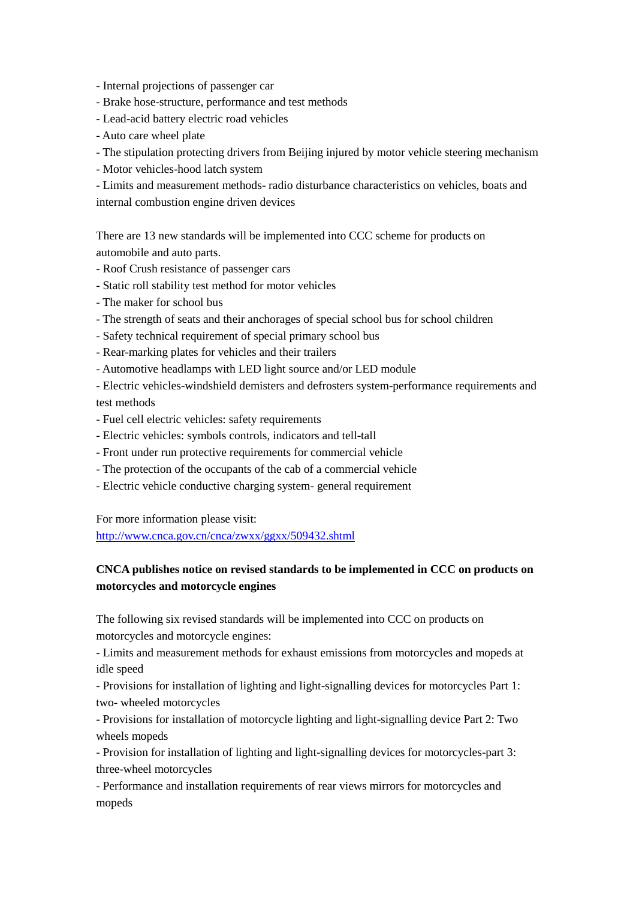- Internal projections of passenger car
- Brake hose-structure, performance and test methods
- Lead-acid battery electric road vehicles
- Auto care wheel plate
- The stipulation protecting drivers from Beijing injured by motor vehicle steering mechanism
- Motor vehicles-hood latch system
- Limits and measurement methods- radio disturbance characteristics on vehicles, boats and internal combustion engine driven devices

There are 13 new standards will be implemented into CCC scheme for products on automobile and auto parts.

- Roof Crush resistance of passenger cars
- Static roll stability test method for motor vehicles
- The maker for school bus
- The strength of seats and their anchorages of special school bus for school children
- Safety technical requirement of special primary school bus
- Rear-marking plates for vehicles and their trailers
- Automotive headlamps with LED light source and/or LED module
- Electric vehicles-windshield demisters and defrosters system-performance requirements and test methods
- Fuel cell electric vehicles: safety requirements
- Electric vehicles: symbols controls, indicators and tell-tall
- Front under run protective requirements for commercial vehicle
- The protection of the occupants of the cab of a commercial vehicle
- Electric vehicle conductive charging system- general requirement

For more information please visit:
http://www.cnca.gov.cn/cnca/zwxx/ggxx/509432.shtml

**CNCA publishes notice on revised standards to be implemented in CCC on products on motorcycles and motorcycle engines**

The following six revised standards will be implemented into CCC on products on motorcycles and motorcycle engines:

- Limits and measurement methods for exhaust emissions from motorcycles and mopeds at idle speed
- Provisions for installation of lighting and light-signalling devices for motorcycles Part 1: two- wheeled motorcycles
- Provisions for installation of motorcycle lighting and light-signalling device Part 2: Two wheels mopeds
- Provision for installation of lighting and light-signalling devices for motorcycles-part 3: three-wheel motorcycles
- Performance and installation requirements of rear views mirrors for motorcycles and mopeds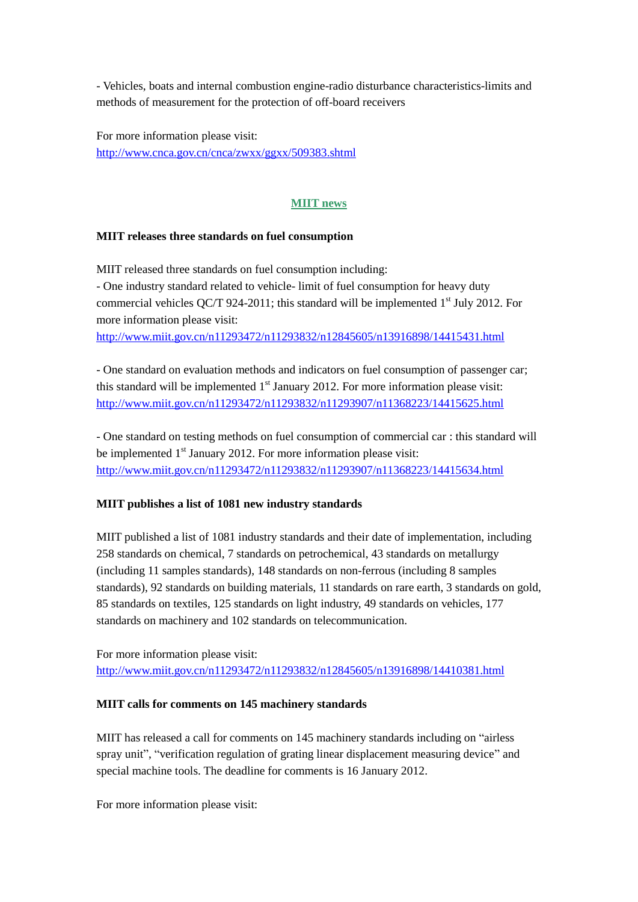- Vehicles, boats and internal combustion engine-radio disturbance characteristics-limits and methods of measurement for the protection of off-board receivers

For more information please visit:
http://www.cnca.gov.cn/cnca/zwxx/ggxx/509383.shtml

## MIIT news

### MIIT releases three standards on fuel consumption

MIIT released three standards on fuel consumption including:
- One industry standard related to vehicle- limit of fuel consumption for heavy duty commercial vehicles QC/T 924-2011; this standard will be implemented 1st July 2012. For more information please visit:
http://www.miit.gov.cn/n11293472/n11293832/n12845605/n13916898/14415431.html

- One standard on evaluation methods and indicators on fuel consumption of passenger car; this standard will be implemented 1st January 2012. For more information please visit:
http://www.miit.gov.cn/n11293472/n11293832/n11293907/n11368223/14415625.html

- One standard on testing methods on fuel consumption of commercial car : this standard will be implemented 1st January 2012. For more information please visit:
http://www.miit.gov.cn/n11293472/n11293832/n11293907/n11368223/14415634.html

### MIIT publishes a list of 1081 new industry standards

MIIT published a list of 1081 industry standards and their date of implementation, including 258 standards on chemical, 7 standards on petrochemical, 43 standards on metallurgy (including 11 samples standards), 148 standards on non-ferrous (including 8 samples standards), 92 standards on building materials, 11 standards on rare earth, 3 standards on gold, 85 standards on textiles, 125 standards on light industry, 49 standards on vehicles, 177 standards on machinery and 102 standards on telecommunication.

For more information please visit:
http://www.miit.gov.cn/n11293472/n11293832/n12845605/n13916898/14410381.html

### MIIT calls for comments on 145 machinery standards

MIIT has released a call for comments on 145 machinery standards including on "airless spray unit", "verification regulation of grating linear displacement measuring device" and special machine tools. The deadline for comments is 16 January 2012.

For more information please visit: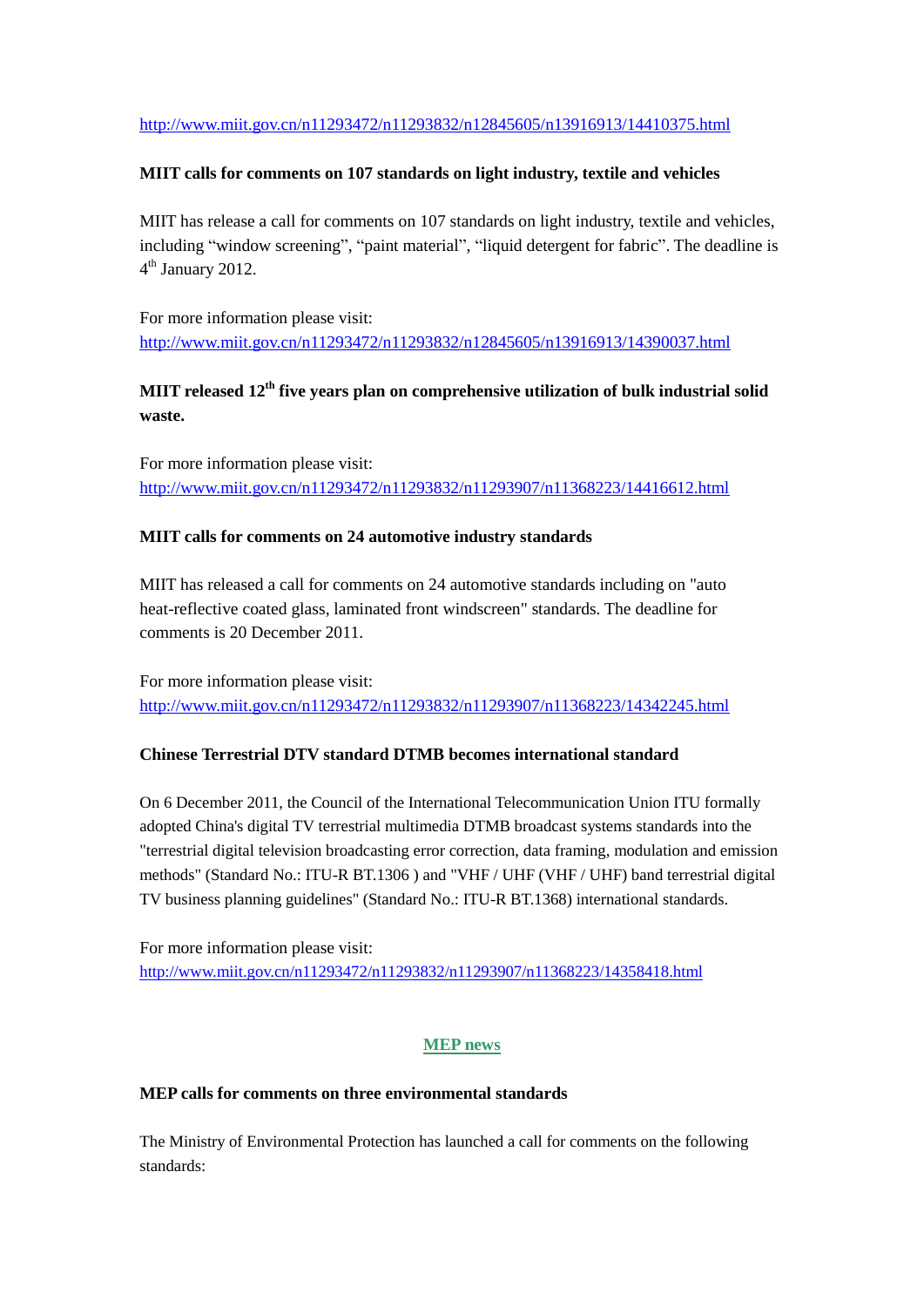http://www.miit.gov.cn/n11293472/n11293832/n12845605/n13916913/14410375.html

**MIIT calls for comments on 107 standards on light industry, textile and vehicles**

MIIT has release a call for comments on 107 standards on light industry, textile and vehicles, including "window screening", "paint material", "liquid detergent for fabric". The deadline is 4th January 2012.

For more information please visit:
http://www.miit.gov.cn/n11293472/n11293832/n12845605/n13916913/14390037.html

**MIIT released 12th five years plan on comprehensive utilization of bulk industrial solid waste.**

For more information please visit:
http://www.miit.gov.cn/n11293472/n11293832/n11293907/n11368223/14416612.html

**MIIT calls for comments on 24 automotive industry standards**

MIIT has released a call for comments on 24 automotive standards including on "auto heat-reflective coated glass, laminated front windscreen" standards. The deadline for comments is 20 December 2011.

For more information please visit:
http://www.miit.gov.cn/n11293472/n11293832/n11293907/n11368223/14342245.html

**Chinese Terrestrial DTV standard DTMB becomes international standard**

On 6 December 2011, the Council of the International Telecommunication Union ITU formally adopted China's digital TV terrestrial multimedia DTMB broadcast systems standards into the "terrestrial digital television broadcasting error correction, data framing, modulation and emission methods" (Standard No.: ITU-R BT.1306 ) and "VHF / UHF (VHF / UHF) band terrestrial digital TV business planning guidelines" (Standard No.: ITU-R BT.1368) international standards.

For more information please visit:
http://www.miit.gov.cn/n11293472/n11293832/n11293907/n11368223/14358418.html

## MEP news

**MEP calls for comments on three environmental standards**

The Ministry of Environmental Protection has launched a call for comments on the following standards: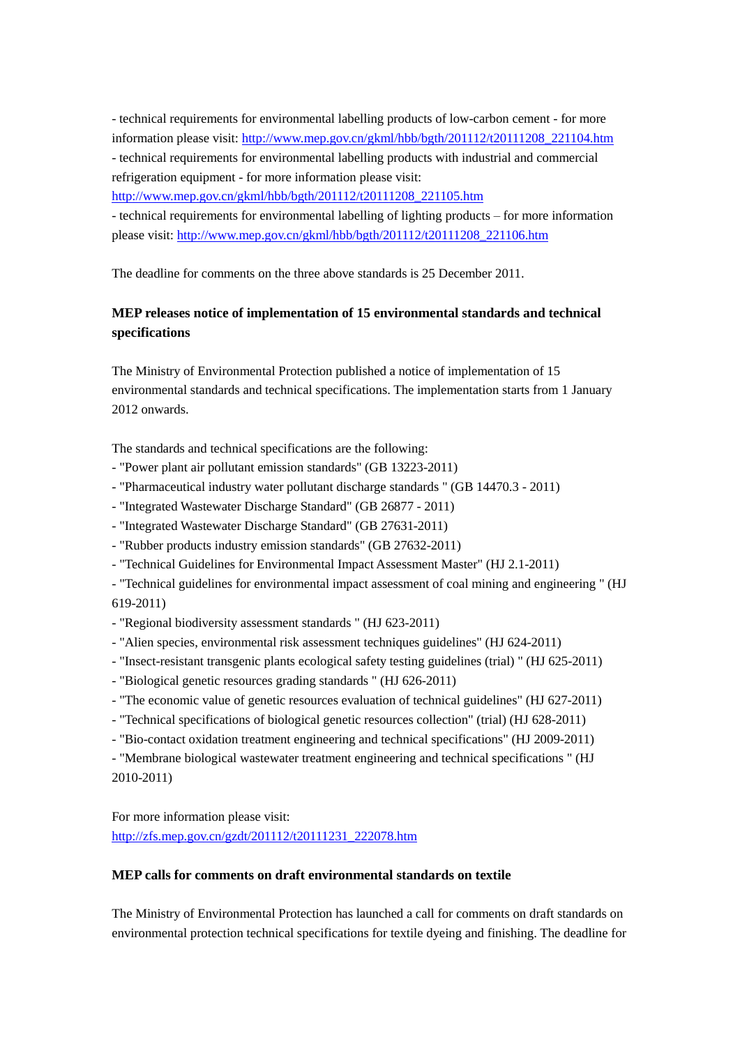- technical requirements for environmental labelling products of low-carbon cement - for more information please visit: http://www.mep.gov.cn/gkml/hbb/bgth/201112/t20111208_221104.htm
- technical requirements for environmental labelling products with industrial and commercial refrigeration equipment - for more information please visit: http://www.mep.gov.cn/gkml/hbb/bgth/201112/t20111208_221105.htm
- technical requirements for environmental labelling of lighting products – for more information please visit: http://www.mep.gov.cn/gkml/hbb/bgth/201112/t20111208_221106.htm

The deadline for comments on the three above standards is 25 December 2011.

**MEP releases notice of implementation of 15 environmental standards and technical specifications**

The Ministry of Environmental Protection published a notice of implementation of 15 environmental standards and technical specifications. The implementation starts from 1 January 2012 onwards.

The standards and technical specifications are the following:
- "Power plant air pollutant emission standards" (GB 13223-2011)
- "Pharmaceutical industry water pollutant discharge standards " (GB 14470.3 - 2011)
- "Integrated Wastewater Discharge Standard" (GB 26877 - 2011)
- "Integrated Wastewater Discharge Standard" (GB 27631-2011)
- "Rubber products industry emission standards" (GB 27632-2011)
- "Technical Guidelines for Environmental Impact Assessment Master" (HJ 2.1-2011)
- "Technical guidelines for environmental impact assessment of coal mining and engineering " (HJ 619-2011)
- "Regional biodiversity assessment standards " (HJ 623-2011)
- "Alien species, environmental risk assessment techniques guidelines" (HJ 624-2011)
- "Insect-resistant transgenic plants ecological safety testing guidelines (trial) " (HJ 625-2011)
- "Biological genetic resources grading standards " (HJ 626-2011)
- "The economic value of genetic resources evaluation of technical guidelines" (HJ 627-2011)
- "Technical specifications of biological genetic resources collection" (trial) (HJ 628-2011)
- "Bio-contact oxidation treatment engineering and technical specifications" (HJ 2009-2011)
- "Membrane biological wastewater treatment engineering and technical specifications " (HJ 2010-2011)

For more information please visit:
http://zfs.mep.gov.cn/gzdt/201112/t20111231_222078.htm

**MEP calls for comments on draft environmental standards on textile**

The Ministry of Environmental Protection has launched a call for comments on draft standards on environmental protection technical specifications for textile dyeing and finishing. The deadline for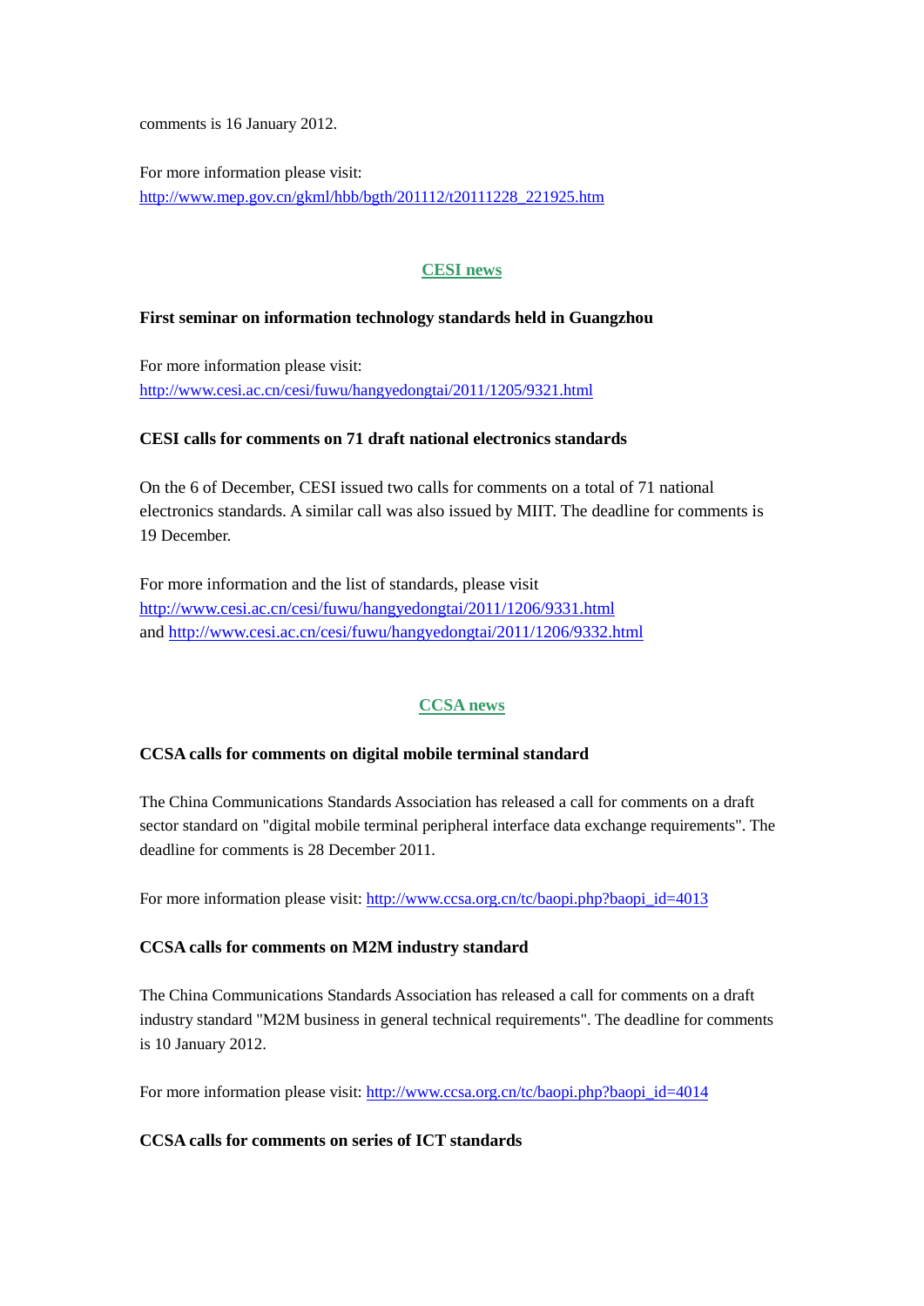comments is 16 January 2012.

For more information please visit:
http://www.mep.gov.cn/gkml/hbb/bgth/201112/t20111228_221925.htm

## CESI news

**First seminar on information technology standards held in Guangzhou**

For more information please visit:
http://www.cesi.ac.cn/cesi/fuwu/hangyedongtai/2011/1205/9321.html

**CESI calls for comments on 71 draft national electronics standards**

On the 6 of December, CESI issued two calls for comments on a total of 71 national electronics standards. A similar call was also issued by MIIT. The deadline for comments is 19 December.

For more information and the list of standards, please visit
http://www.cesi.ac.cn/cesi/fuwu/hangyedongtai/2011/1206/9331.html
and http://www.cesi.ac.cn/cesi/fuwu/hangyedongtai/2011/1206/9332.html

## CCSA news

**CCSA calls for comments on digital mobile terminal standard**

The China Communications Standards Association has released a call for comments on a draft sector standard on "digital mobile terminal peripheral interface data exchange requirements". The deadline for comments is 28 December 2011.

For more information please visit: http://www.ccsa.org.cn/tc/baopi.php?baopi_id=4013

**CCSA calls for comments on M2M industry standard**

The China Communications Standards Association has released a call for comments on a draft industry standard "M2M business in general technical requirements". The deadline for comments is 10 January 2012.

For more information please visit: http://www.ccsa.org.cn/tc/baopi.php?baopi_id=4014

**CCSA calls for comments on series of ICT standards**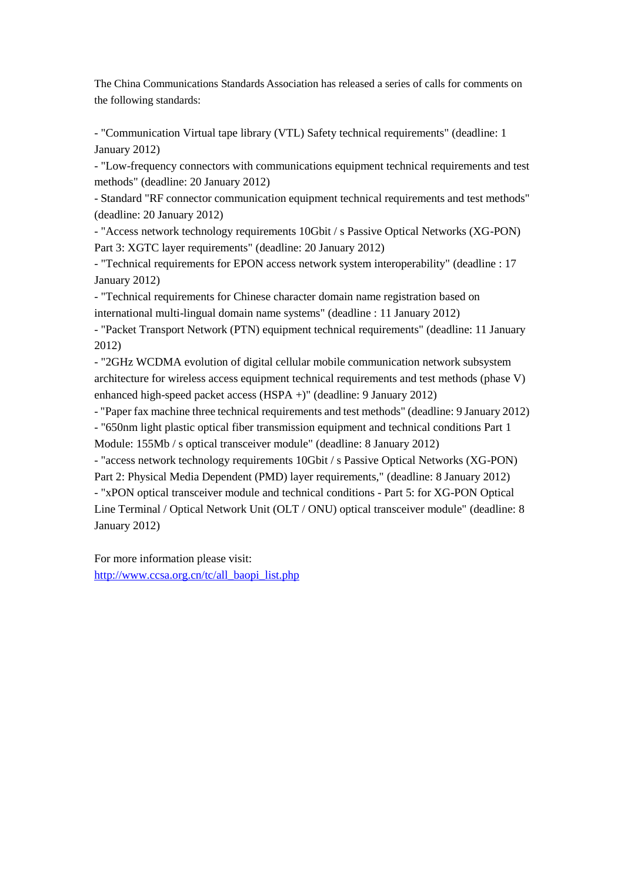The China Communications Standards Association has released a series of calls for comments on the following standards:

- "Communication Virtual tape library (VTL) Safety technical requirements" (deadline: 1 January 2012)
- "Low-frequency connectors with communications equipment technical requirements and test methods" (deadline: 20 January 2012)
- Standard "RF connector communication equipment technical requirements and test methods" (deadline: 20 January 2012)
- "Access network technology requirements 10Gbit / s Passive Optical Networks (XG-PON) Part 3: XGTC layer requirements" (deadline: 20 January 2012)
- "Technical requirements for EPON access network system interoperability" (deadline : 17 January 2012)
- "Technical requirements for Chinese character domain name registration based on international multi-lingual domain name systems" (deadline : 11 January 2012)
- "Packet Transport Network (PTN) equipment technical requirements" (deadline: 11 January 2012)
- "2GHz WCDMA evolution of digital cellular mobile communication network subsystem architecture for wireless access equipment technical requirements and test methods (phase V) enhanced high-speed packet access (HSPA +)" (deadline: 9 January 2012)
- "Paper fax machine three technical requirements and test methods" (deadline: 9 January 2012)
- "650nm light plastic optical fiber transmission equipment and technical conditions Part 1 Module: 155Mb / s optical transceiver module" (deadline: 8 January 2012)
- "access network technology requirements 10Gbit / s Passive Optical Networks (XG-PON) Part 2: Physical Media Dependent (PMD) layer requirements," (deadline: 8 January 2012)
- "xPON optical transceiver module and technical conditions - Part 5: for XG-PON Optical Line Terminal / Optical Network Unit (OLT / ONU) optical transceiver module" (deadline: 8 January 2012)

For more information please visit:
http://www.ccsa.org.cn/tc/all_baopi_list.php